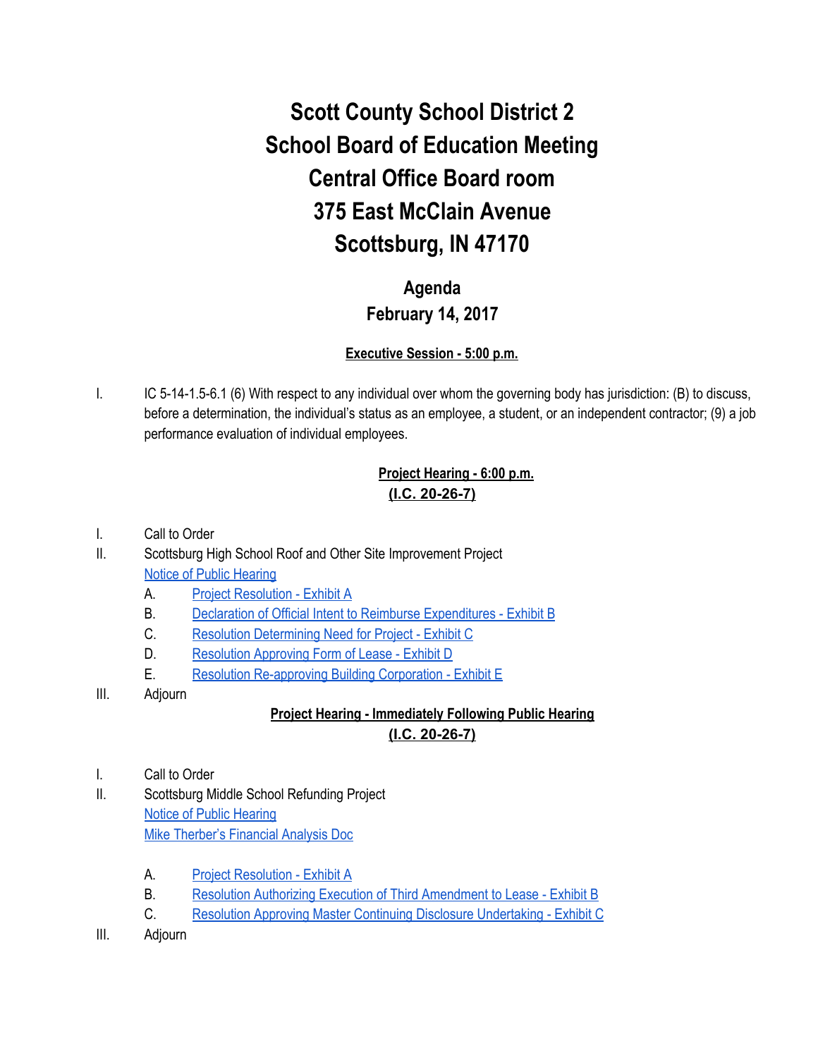# Scott County School District 2
# School Board of Education Meeting
# Central Office Board room
# 375 East McClain Avenue
# Scottsburg, IN 47170

## Agenda
## February 14, 2017

**Executive Session - 5:00 p.m.**

I. IC 5-14-1.5-6.1 (6) With respect to any individual over whom the governing body has jurisdiction: (B) to discuss, before a determination, the individual's status as an employee, a student, or an independent contractor; (9) a job performance evaluation of individual employees.

**Project Hearing - 6:00 p.m.**
**(I.C. 20-26-7)**

I. Call to Order
II. Scottsburg High School Roof and Other Site Improvement Project
Notice of Public Hearing
   A. Project Resolution - Exhibit A
   B. Declaration of Official Intent to Reimburse Expenditures - Exhibit B
   C. Resolution Determining Need for Project - Exhibit C
   D. Resolution Approving Form of Lease - Exhibit D
   E. Resolution Re-approving Building Corporation - Exhibit E
III. Adjourn

**Project Hearing - Immediately Following Public Hearing**
**(I.C. 20-26-7)**

I. Call to Order
II. Scottsburg Middle School Refunding Project
Notice of Public Hearing
Mike Therber's Financial Analysis Doc
   A. Project Resolution - Exhibit A
   B. Resolution Authorizing Execution of Third Amendment to Lease - Exhibit B
   C. Resolution Approving Master Continuing Disclosure Undertaking - Exhibit C
III. Adjourn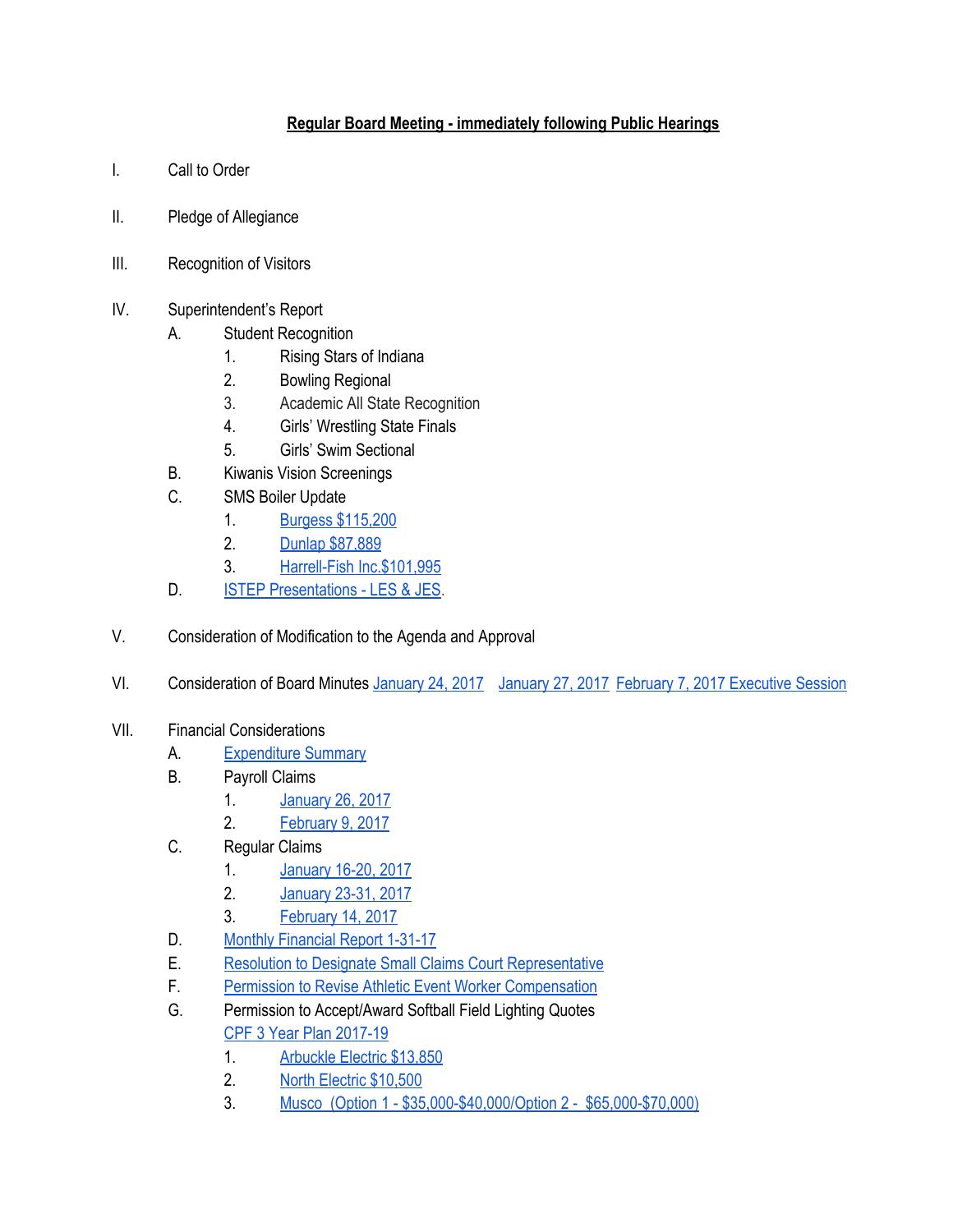**Regular Board Meeting - immediately following Public Hearings**

I. Call to Order

II. Pledge of Allegiance

III. Recognition of Visitors

IV. Superintendent's Report
   - A. Student Recognition
     1. Rising Stars of Indiana
     2. Bowling Regional
     3. Academic All State Recognition
     4. Girls' Wrestling State Finals
     5. Girls' Swim Sectional
   - B. Kiwanis Vision Screenings
   - C. SMS Boiler Update
     1. Burgess $115,200
     2. Dunlap $87,889
     3. Harrell-Fish Inc.$101,995
   - D. ISTEP Presentations - LES & JES.

V. Consideration of Modification to the Agenda and Approval

VI. Consideration of Board Minutes January 24, 2017 January 27, 2017 February 7, 2017 Executive Session

VII. Financial Considerations
   - A. Expenditure Summary
   - B. Payroll Claims
     1. January 26, 2017
     2. February 9, 2017
   - C. Regular Claims
     1. January 16-20, 2017
     2. January 23-31, 2017
     3. February 14, 2017
   - D. Monthly Financial Report 1-31-17
   - E. Resolution to Designate Small Claims Court Representative
   - F. Permission to Revise Athletic Event Worker Compensation
   - G. Permission to Accept/Award Softball Field Lighting Quotes
     CPF 3 Year Plan 2017-19
     1. Arbuckle Electric $13,850
     2. North Electric $10,500
     3. Musco (Option 1 - $35,000-$40,000/Option 2 - $65,000-$70,000)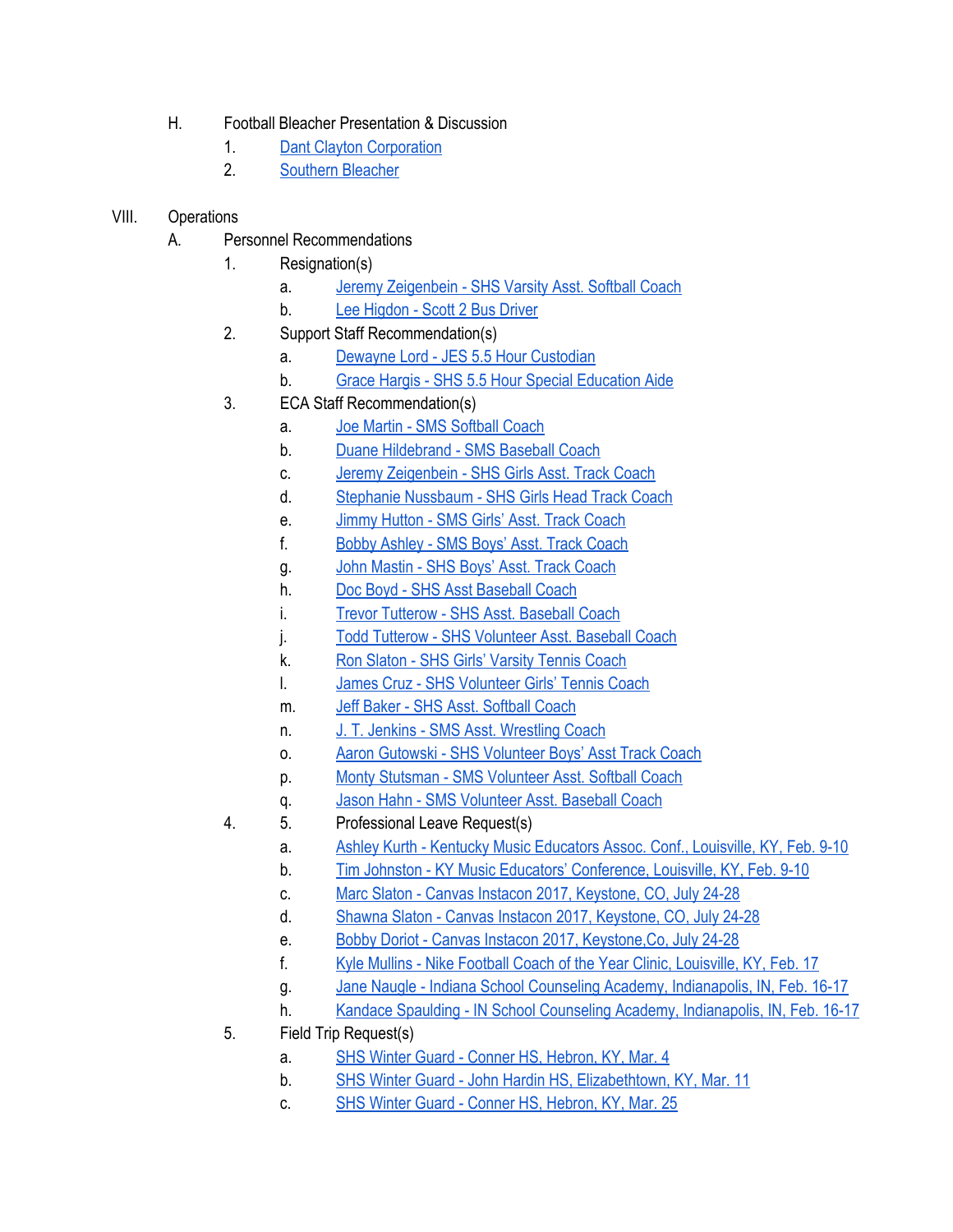H. Football Bleacher Presentation & Discussion

1. Dant Clayton Corporation
2. Southern Bleacher

VIII. Operations

A. Personnel Recommendations

1. Resignation(s)
    a. Jeremy Zeigenbein - SHS Varsity Asst. Softball Coach
    b. Lee Higdon - Scott 2 Bus Driver
2. Support Staff Recommendation(s)
    a. Dewayne Lord - JES 5.5 Hour Custodian
    b. Grace Hargis - SHS 5.5 Hour Special Education Aide
3. ECA Staff Recommendation(s)
    a. Joe Martin - SMS Softball Coach
    b. Duane Hildebrand - SMS Baseball Coach
    c. Jeremy Zeigenbein - SHS Girls Asst. Track Coach
    d. Stephanie Nussbaum - SHS Girls Head Track Coach
    e. Jimmy Hutton - SMS Girls' Asst. Track Coach
    f. Bobby Ashley - SMS Boys' Asst. Track Coach
    g. John Mastin - SHS Boys' Asst. Track Coach
    h. Doc Boyd - SHS Asst Baseball Coach
    i. Trevor Tutterow - SHS Asst. Baseball Coach
    j. Todd Tutterow - SHS Volunteer Asst. Baseball Coach
    k. Ron Slaton - SHS Girls' Varsity Tennis Coach
    l. James Cruz - SHS Volunteer Girls' Tennis Coach
    m. Jeff Baker - SHS Asst. Softball Coach
    n. J. T. Jenkins - SMS Asst. Wrestling Coach
    o. Aaron Gutowski - SHS Volunteer Boys' Asst Track Coach
    p. Monty Stutsman - SMS Volunteer Asst. Softball Coach
    q. Jason Hahn - SMS Volunteer Asst. Baseball Coach
4. 5. Professional Leave Request(s)
    a. Ashley Kurth - Kentucky Music Educators Assoc. Conf., Louisville, KY, Feb. 9-10
    b. Tim Johnston - KY Music Educators' Conference, Louisville, KY, Feb. 9-10
    c. Marc Slaton - Canvas Instacon 2017, Keystone, CO, July 24-28
    d. Shawna Slaton - Canvas Instacon 2017, Keystone, CO, July 24-28
    e. Bobby Doriot - Canvas Instacon 2017, Keystone,Co, July 24-28
    f. Kyle Mullins - Nike Football Coach of the Year Clinic, Louisville, KY, Feb. 17
    g. Jane Naugle - Indiana School Counseling Academy, Indianapolis, IN, Feb. 16-17
    h. Kandace Spaulding - IN School Counseling Academy, Indianapolis, IN, Feb. 16-17
5. Field Trip Request(s)
    a. SHS Winter Guard - Conner HS, Hebron, KY, Mar. 4
    b. SHS Winter Guard - John Hardin HS, Elizabethtown, KY, Mar. 11
    c. SHS Winter Guard - Conner HS, Hebron, KY, Mar. 25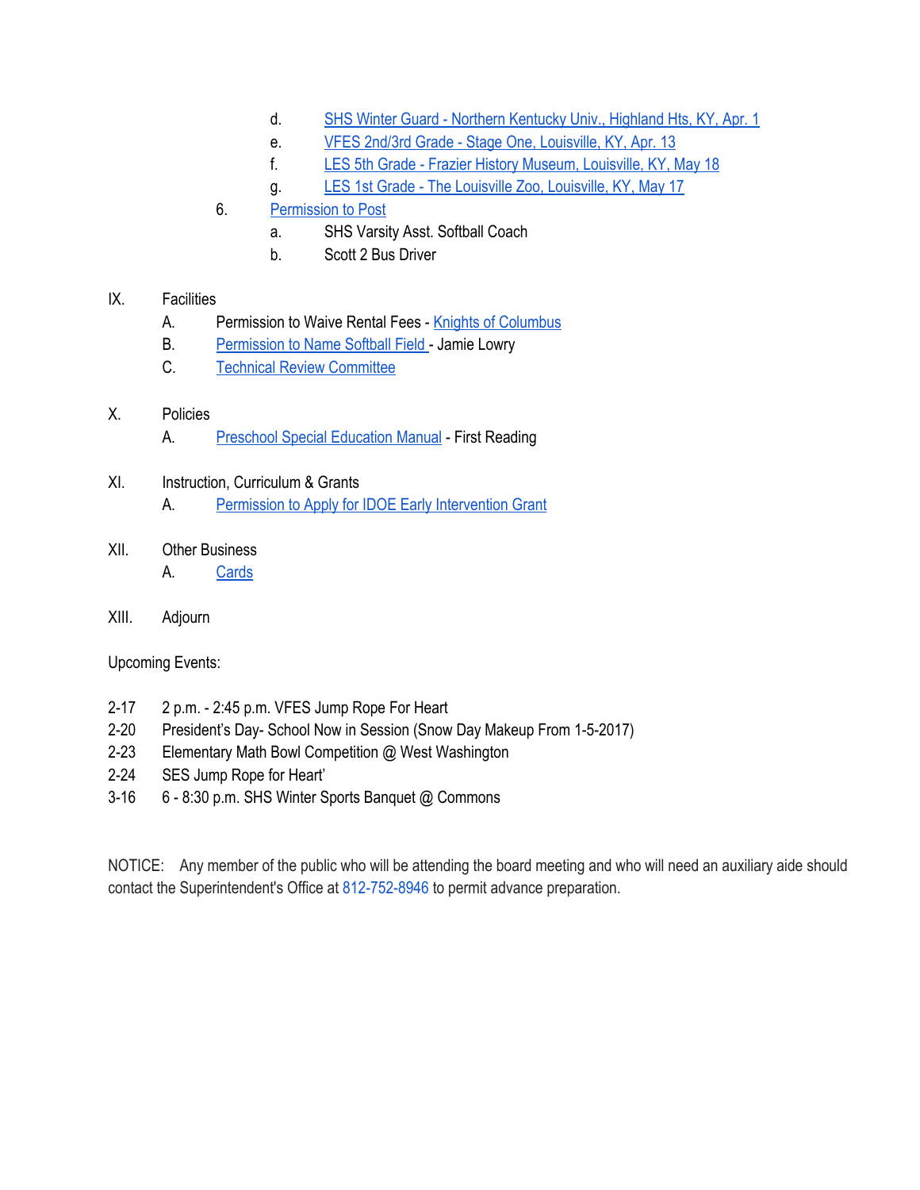d. SHS Winter Guard - Northern Kentucky Univ., Highland Hts, KY, Apr. 1

e. VFES 2nd/3rd Grade - Stage One, Louisville, KY, Apr. 13

f. LES 5th Grade - Frazier History Museum, Louisville, KY, May 18

g. LES 1st Grade - The Louisville Zoo, Louisville, KY, May 17

6. Permission to Post

a. SHS Varsity Asst. Softball Coach

b. Scott 2 Bus Driver

IX. Facilities

A. Permission to Waive Rental Fees - Knights of Columbus

B. Permission to Name Softball Field - Jamie Lowry

C. Technical Review Committee

X. Policies

A. Preschool Special Education Manual - First Reading

XI. Instruction, Curriculum & Grants

A. Permission to Apply for IDOE Early Intervention Grant

XII. Other Business

A. Cards

XIII. Adjourn

Upcoming Events:

2-17 2 p.m. - 2:45 p.m. VFES Jump Rope For Heart

2-20 President's Day- School Now in Session (Snow Day Makeup From 1-5-2017)

2-23 Elementary Math Bowl Competition @ West Washington

2-24 SES Jump Rope for Heart'

3-16 6 - 8:30 p.m. SHS Winter Sports Banquet @ Commons

NOTICE: Any member of the public who will be attending the board meeting and who will need an auxiliary aide should contact the Superintendent's Office at 812-752-8946 to permit advance preparation.